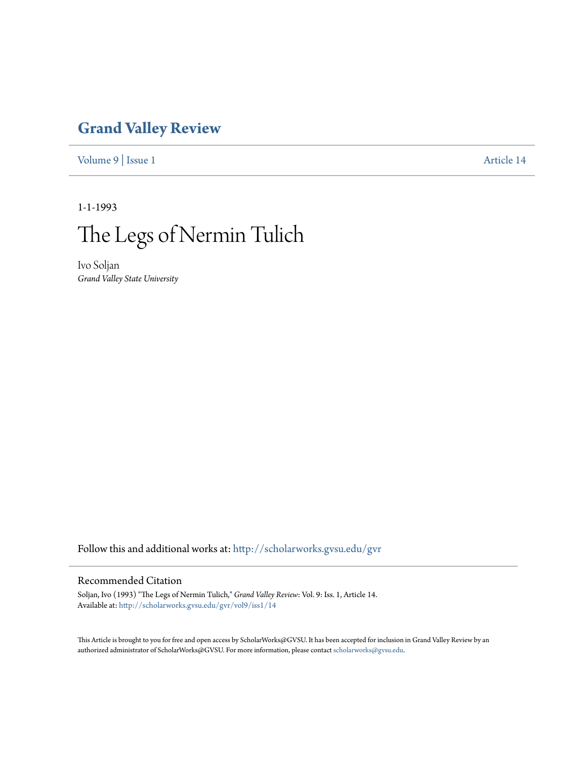# Grand Valley Review

Volume 9 | Issue 1 Article 14

1-1-1993

# The Legs of Nermin Tulich

Ivo Soljan
*Grand Valley State University*

Follow this and additional works at: http://scholarworks.gvsu.edu/gvr

## Recommended Citation

Soljan, Ivo (1993) "The Legs of Nermin Tulich," *Grand Valley Review*: Vol. 9: Iss. 1, Article 14.
Available at: http://scholarworks.gvsu.edu/gvr/vol9/iss1/14

This Article is brought to you for free and open access by ScholarWorks@GVSU. It has been accepted for inclusion in Grand Valley Review by an authorized administrator of ScholarWorks@GVSU. For more information, please contact scholarworks@gvsu.edu.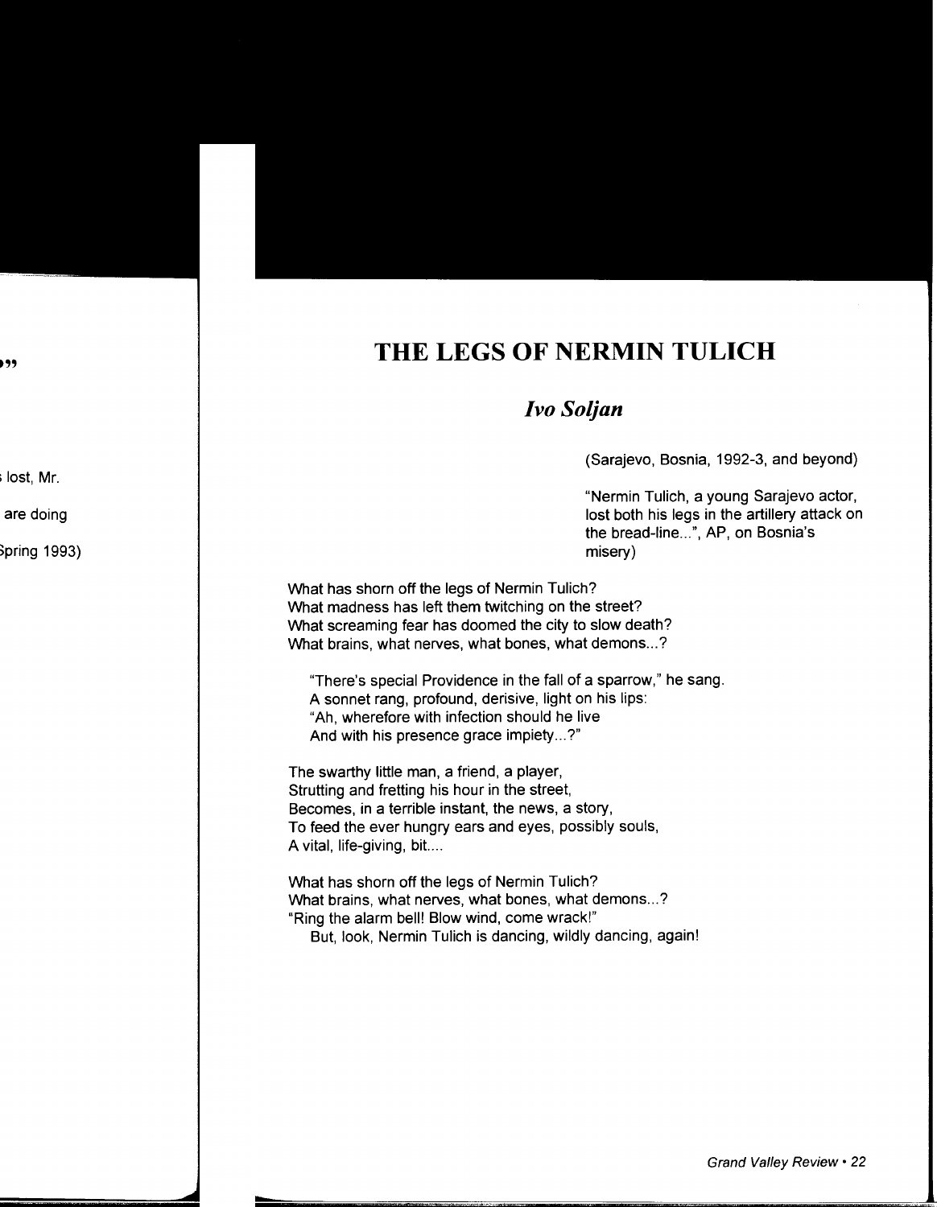# THE LEGS OF NERMIN TULICH

## *Ivo Soljan*

(Sarajevo, Bosnia, 1992-3, and beyond)

"Nermin Tulich, a young Sarajevo actor, lost both his legs in the artillery attack on the bread-line...", AP, on Bosnia's misery)

What has shorn off the legs of Nermin Tulich?
What madness has left them twitching on the street?
What screaming fear has doomed the city to slow death?
What brains, what nerves, what bones, what demons...?

"There's special Providence in the fall of a sparrow," he sang.
A sonnet rang, profound, derisive, light on his lips:
"Ah, wherefore with infection should he live
And with his presence grace impiety...?"

The swarthy little man, a friend, a player,
Strutting and fretting his hour in the street,
Becomes, in a terrible instant, the news, a story,
To feed the ever hungry ears and eyes, possibly souls,
A vital, life-giving, bit....

What has shorn off the legs of Nermin Tulich?
What brains, what nerves, what bones, what demons...?
"Ring the alarm bell! Blow wind, come wrack!"
But, look, Nermin Tulich is dancing, wildly dancing, again!